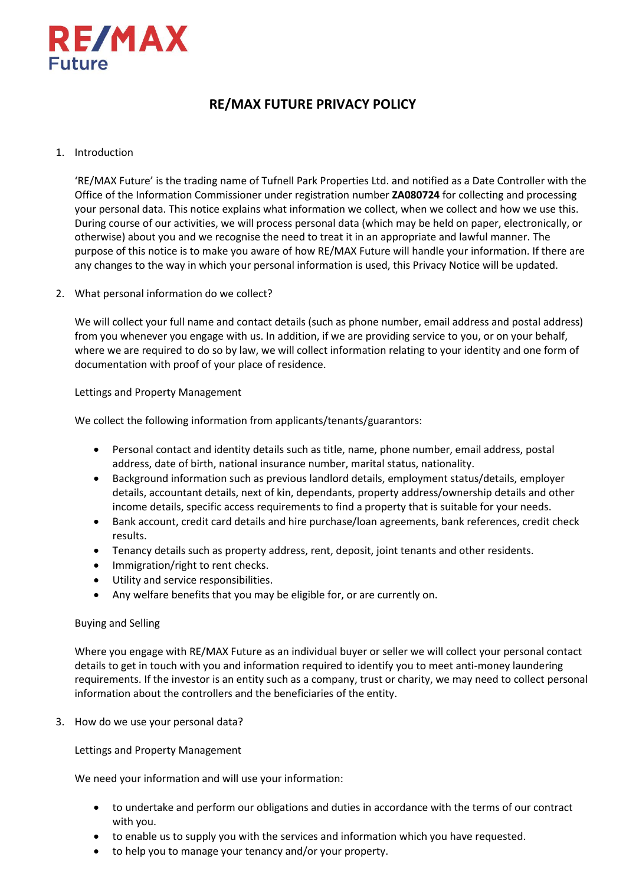RE/MAX
Future

# RE/MAX FUTURE PRIVACY POLICY

1. Introduction

   'RE/MAX Future' is the trading name of Tufnell Park Properties Ltd. and notified as a Date Controller with the Office of the Information Commissioner under registration number **ZA080724** for collecting and processing your personal data. This notice explains what information we collect, when we collect and how we use this. During course of our activities, we will process personal data (which may be held on paper, electronically, or otherwise) about you and we recognise the need to treat it in an appropriate and lawful manner. The purpose of this notice is to make you aware of how RE/MAX Future will handle your information. If there are any changes to the way in which your personal information is used, this Privacy Notice will be updated.

2. What personal information do we collect?

   We will collect your full name and contact details (such as phone number, email address and postal address) from you whenever you engage with us. In addition, if we are providing service to you, or on your behalf, where we are required to do so by law, we will collect information relating to your identity and one form of documentation with proof of your place of residence.

   Lettings and Property Management

   We collect the following information from applicants/tenants/guarantors:

   - Personal contact and identity details such as title, name, phone number, email address, postal address, date of birth, national insurance number, marital status, nationality.
   - Background information such as previous landlord details, employment status/details, employer details, accountant details, next of kin, dependants, property address/ownership details and other income details, specific access requirements to find a property that is suitable for your needs.
   - Bank account, credit card details and hire purchase/loan agreements, bank references, credit check results.
   - Tenancy details such as property address, rent, deposit, joint tenants and other residents.
   - Immigration/right to rent checks.
   - Utility and service responsibilities.
   - Any welfare benefits that you may be eligible for, or are currently on.

   Buying and Selling

   Where you engage with RE/MAX Future as an individual buyer or seller we will collect your personal contact details to get in touch with you and information required to identify you to meet anti-money laundering requirements. If the investor is an entity such as a company, trust or charity, we may need to collect personal information about the controllers and the beneficiaries of the entity.

3. How do we use your personal data?

   Lettings and Property Management

   We need your information and will use your information:

   - to undertake and perform our obligations and duties in accordance with the terms of our contract with you.
   - to enable us to supply you with the services and information which you have requested.
   - to help you to manage your tenancy and/or your property.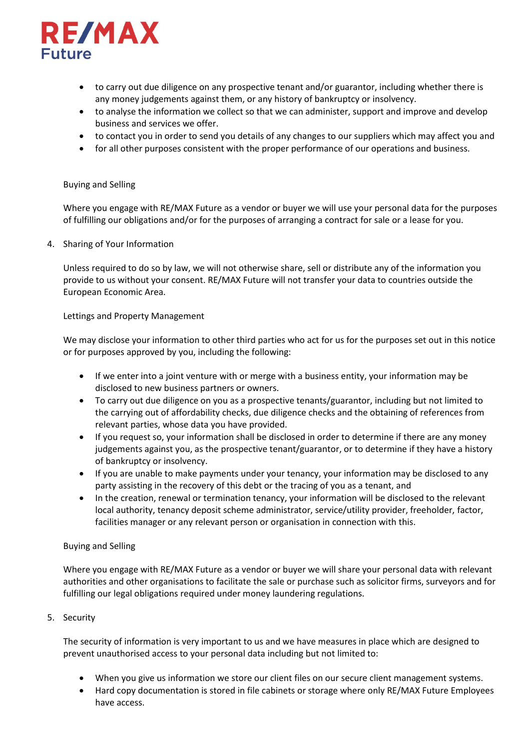- to carry out due diligence on any prospective tenant and/or guarantor, including whether there is any money judgements against them, or any history of bankruptcy or insolvency.
- to analyse the information we collect so that we can administer, support and improve and develop business and services we offer.
- to contact you in order to send you details of any changes to our suppliers which may affect you and
- for all other purposes consistent with the proper performance of our operations and business.

Buying and Selling

Where you engage with RE/MAX Future as a vendor or buyer we will use your personal data for the purposes of fulfilling our obligations and/or for the purposes of arranging a contract for sale or a lease for you.

4. Sharing of Your Information

Unless required to do so by law, we will not otherwise share, sell or distribute any of the information you provide to us without your consent. RE/MAX Future will not transfer your data to countries outside the European Economic Area.

Lettings and Property Management

We may disclose your information to other third parties who act for us for the purposes set out in this notice or for purposes approved by you, including the following:

- If we enter into a joint venture with or merge with a business entity, your information may be disclosed to new business partners or owners.
- To carry out due diligence on you as a prospective tenants/guarantor, including but not limited to the carrying out of affordability checks, due diligence checks and the obtaining of references from relevant parties, whose data you have provided.
- If you request so, your information shall be disclosed in order to determine if there are any money judgements against you, as the prospective tenant/guarantor, or to determine if they have a history of bankruptcy or insolvency.
- If you are unable to make payments under your tenancy, your information may be disclosed to any party assisting in the recovery of this debt or the tracing of you as a tenant, and
- In the creation, renewal or termination tenancy, your information will be disclosed to the relevant local authority, tenancy deposit scheme administrator, service/utility provider, freeholder, factor, facilities manager or any relevant person or organisation in connection with this.

Buying and Selling

Where you engage with RE/MAX Future as a vendor or buyer we will share your personal data with relevant authorities and other organisations to facilitate the sale or purchase such as solicitor firms, surveyors and for fulfilling our legal obligations required under money laundering regulations.

5. Security

The security of information is very important to us and we have measures in place which are designed to prevent unauthorised access to your personal data including but not limited to:

- When you give us information we store our client files on our secure client management systems.
- Hard copy documentation is stored in file cabinets or storage where only RE/MAX Future Employees have access.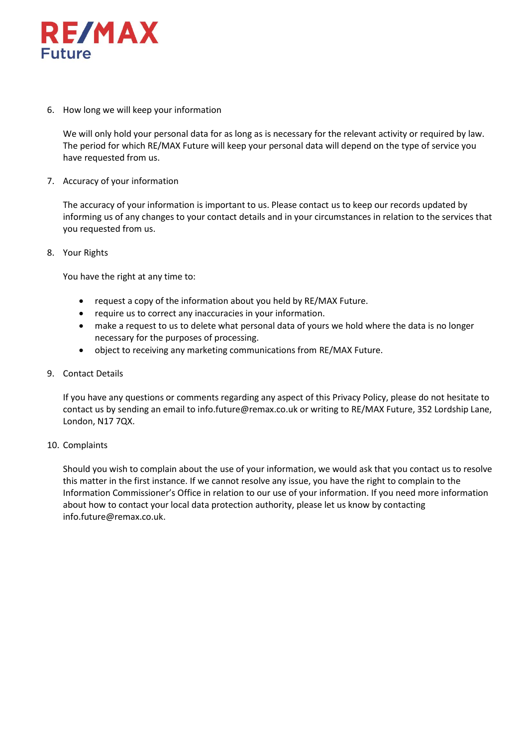RE/MAX Future

6. How long we will keep your information

   We will only hold your personal data for as long as is necessary for the relevant activity or required by law. The period for which RE/MAX Future will keep your personal data will depend on the type of service you have requested from us.

7. Accuracy of your information

   The accuracy of your information is important to us. Please contact us to keep our records updated by informing us of any changes to your contact details and in your circumstances in relation to the services that you requested from us.

8. Your Rights

   You have the right at any time to:

   - request a copy of the information about you held by RE/MAX Future.
   - require us to correct any inaccuracies in your information.
   - make a request to us to delete what personal data of yours we hold where the data is no longer necessary for the purposes of processing.
   - object to receiving any marketing communications from RE/MAX Future.

9. Contact Details

   If you have any questions or comments regarding any aspect of this Privacy Policy, please do not hesitate to contact us by sending an email to info.future@remax.co.uk or writing to RE/MAX Future, 352 Lordship Lane, London, N17 7QX.

10. Complaints

    Should you wish to complain about the use of your information, we would ask that you contact us to resolve this matter in the first instance. If we cannot resolve any issue, you have the right to complain to the Information Commissioner's Office in relation to our use of your information. If you need more information about how to contact your local data protection authority, please let us know by contacting info.future@remax.co.uk.